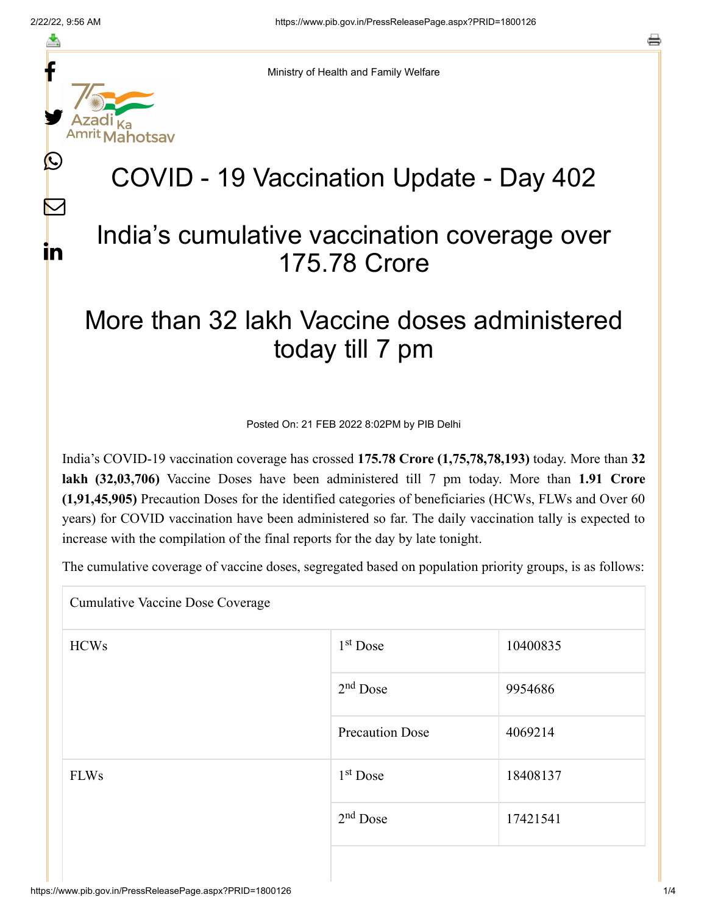Ministry of Health and Family Welfare

# COVID - 19 Vaccination Update - Day 402

## India's cumulative vaccination coverage over 175.78 Crore

## More than 32 lakh Vaccine doses administered today till 7 pm

Posted On: 21 FEB 2022 8:02PM by PIB Delhi

India's COVID-19 vaccination coverage has crossed **175.78 Crore (1,75,78,78,193)** today. More than **32 lakh (32,03,706)** Vaccine Doses have been administered till 7 pm today. More than **1.91 Crore (1,91,45,905)** Precaution Doses for the identified categories of beneficiaries (HCWs, FLWs and Over 60 years) for COVID vaccination have been administered so far. The daily vaccination tally is expected to increase with the compilation of the final reports for the day by late tonight.

The cumulative coverage of vaccine doses, segregated based on population priority groups, is as follows:

| Cumulative Vaccine Dose Coverage | | |
|---|---|---|
| HCWs | 1st Dose | 10400835 |
| | 2nd Dose | 9954686 |
| | Precaution Dose | 4069214 |
| FLWs | 1st Dose | 18408137 |
| | 2nd Dose | 17421541 |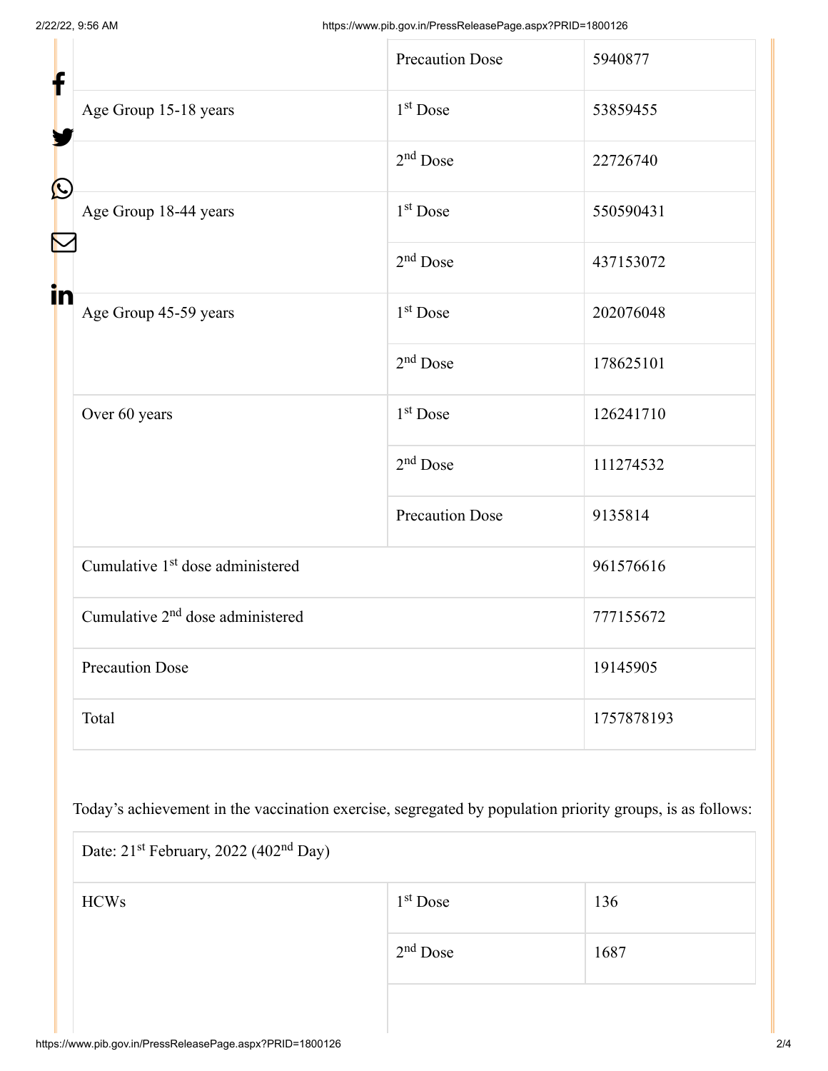| | | |
|---|---|---|
| | Precaution Dose | 5940877 |
| Age Group 15-18 years | 1st Dose | 53859455 |
| | 2nd Dose | 22726740 |
| Age Group 18-44 years | 1st Dose | 550590431 |
| | 2nd Dose | 437153072 |
| Age Group 45-59 years | 1st Dose | 202076048 |
| | 2nd Dose | 178625101 |
| Over 60 years | 1st Dose | 126241710 |
| | 2nd Dose | 111274532 |
| | Precaution Dose | 9135814 |
| Cumulative 1st dose administered | | 961576616 |
| Cumulative 2nd dose administered | | 777155672 |
| Precaution Dose | | 19145905 |
| Total | | 1757878193 |

Today's achievement in the vaccination exercise, segregated by population priority groups, is as follows:

| Date: 21st February, 2022 (402nd Day) | | |
|---|---|---|
| HCWs | 1st Dose | 136 |
| | 2nd Dose | 1687 |
| | | |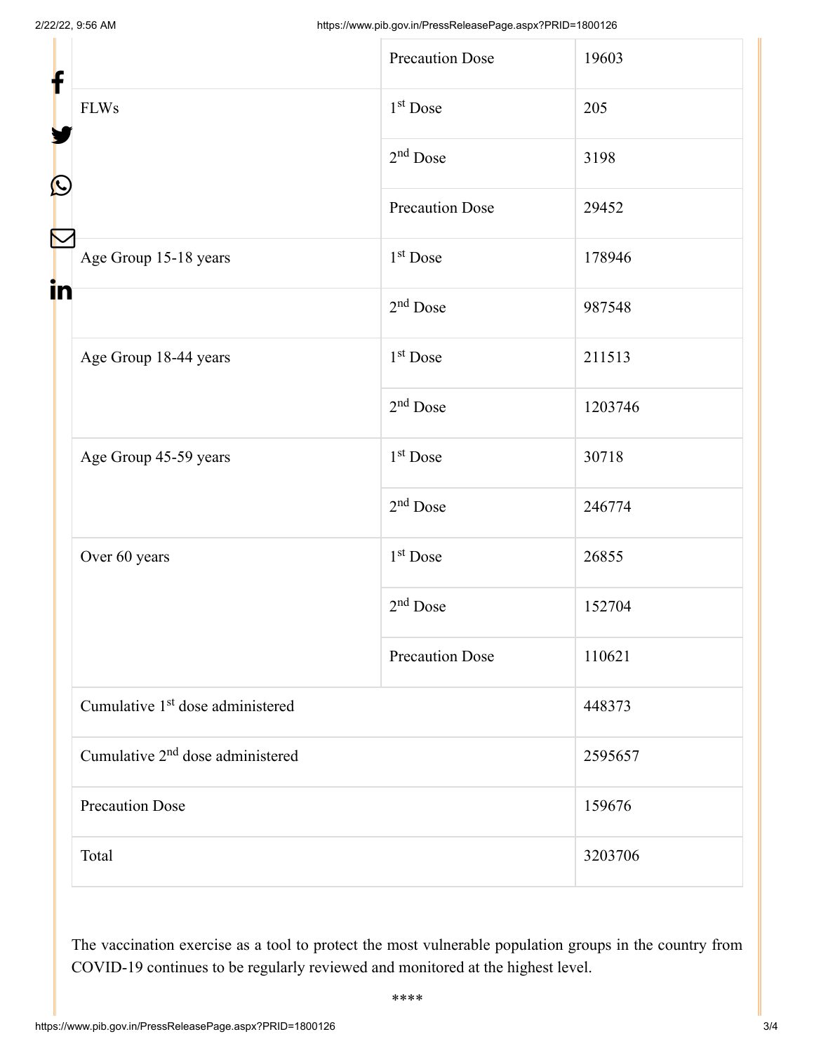| | | |
|---|---|---|
| | Precaution Dose | 19603 |
| FLWs | 1st Dose | 205 |
| | 2nd Dose | 3198 |
| | Precaution Dose | 29452 |
| Age Group 15-18 years | 1st Dose | 178946 |
| | 2nd Dose | 987548 |
| Age Group 18-44 years | 1st Dose | 211513 |
| | 2nd Dose | 1203746 |
| Age Group 45-59 years | 1st Dose | 30718 |
| | 2nd Dose | 246774 |
| Over 60 years | 1st Dose | 26855 |
| | 2nd Dose | 152704 |
| | Precaution Dose | 110621 |
| Cumulative 1st dose administered | | 448373 |
| Cumulative 2nd dose administered | | 2595657 |
| Precaution Dose | | 159676 |
| Total | | 3203706 |

The vaccination exercise as a tool to protect the most vulnerable population groups in the country from COVID-19 continues to be regularly reviewed and monitored at the highest level.

****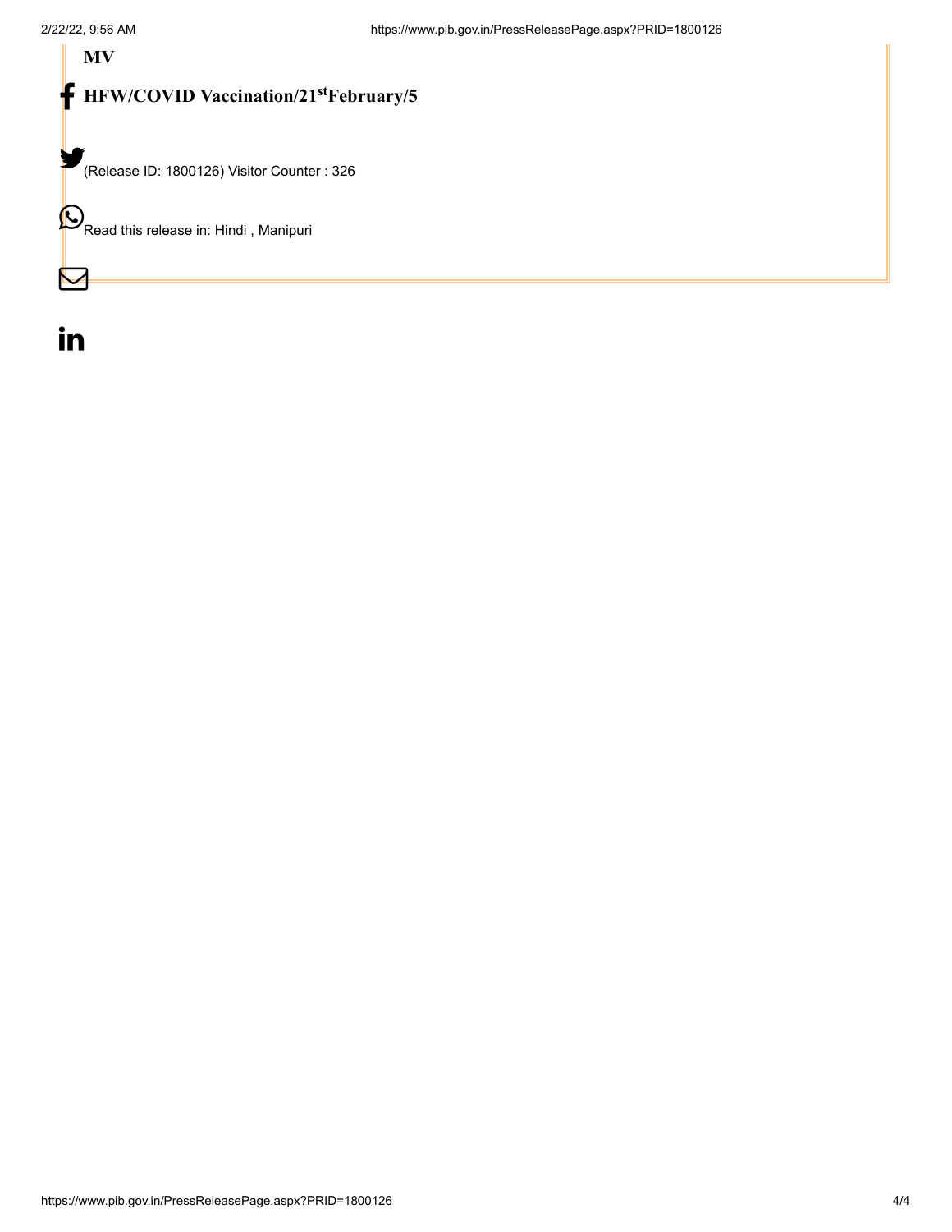**MV**

**HFW/COVID Vaccination/21stFebruary/5**

(Release ID: 1800126) Visitor Counter : 326

Read this release in: Hindi , Manipuri